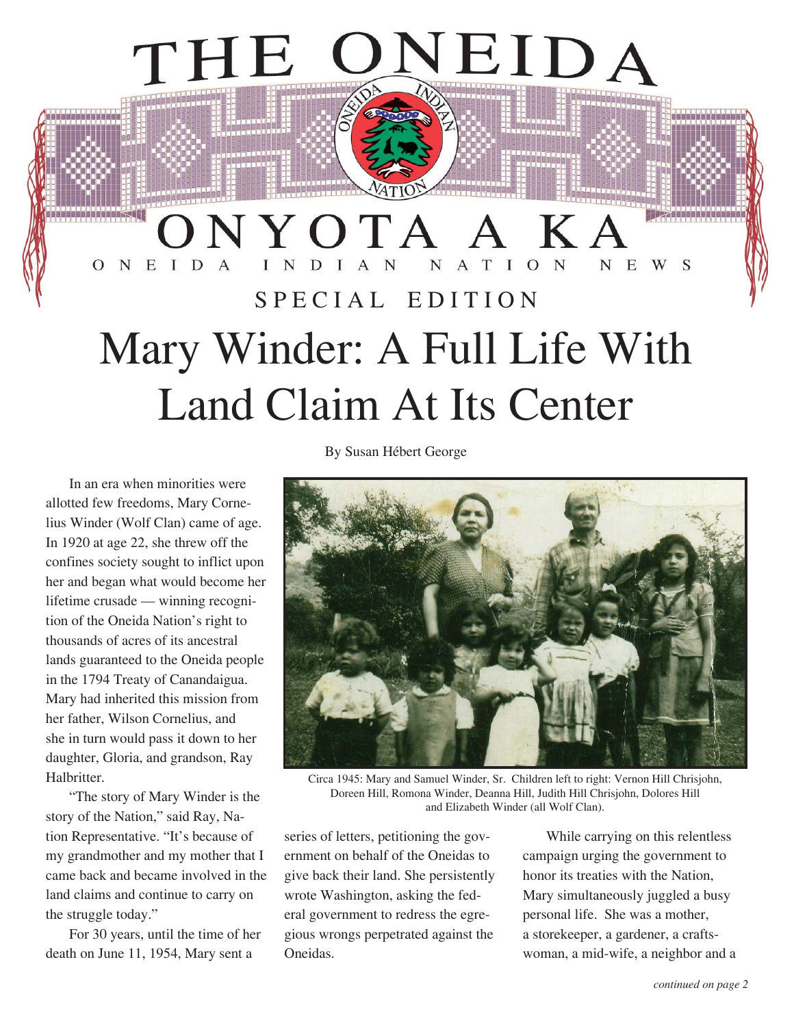# THE ONEIDA

## ONYOTA A KA

ONEIDA INDIAN NATION NEWS

SPECIAL EDITION

# Mary Winder: A Full Life With Land Claim At Its Center

By Susan Hébert George

In an era when minorities were allotted few freedoms, Mary Cornelius Winder (Wolf Clan) came of age. In 1920 at age 22, she threw off the confines society sought to inflict upon her and began what would become her lifetime crusade — winning recognition of the Oneida Nation's right to thousands of acres of its ancestral lands guaranteed to the Oneida people in the 1794 Treaty of Canandaigua. Mary had inherited this mission from her father, Wilson Cornelius, and she in turn would pass it down to her daughter, Gloria, and grandson, Ray Halbritter.

"The story of Mary Winder is the story of the Nation," said Ray, Nation Representative. "It's because of my grandmother and my mother that I came back and became involved in the land claims and continue to carry on the struggle today."

For 30 years, until the time of her death on June 11, 1954, Mary sent a series of letters, petitioning the government on behalf of the Oneidas to give back their land. She persistently wrote Washington, asking the federal government to redress the egregious wrongs perpetrated against the Oneidas.

Circa 1945: Mary and Samuel Winder, Sr. Children left to right: Vernon Hill Chrisjohn, Doreen Hill, Romona Winder, Deanna Hill, Judith Hill Chrisjohn, Dolores Hill and Elizabeth Winder (all Wolf Clan).

While carrying on this relentless campaign urging the government to honor its treaties with the Nation, Mary simultaneously juggled a busy personal life. She was a mother, a storekeeper, a gardener, a craftswoman, a mid-wife, a neighbor and a

*continued on page 2*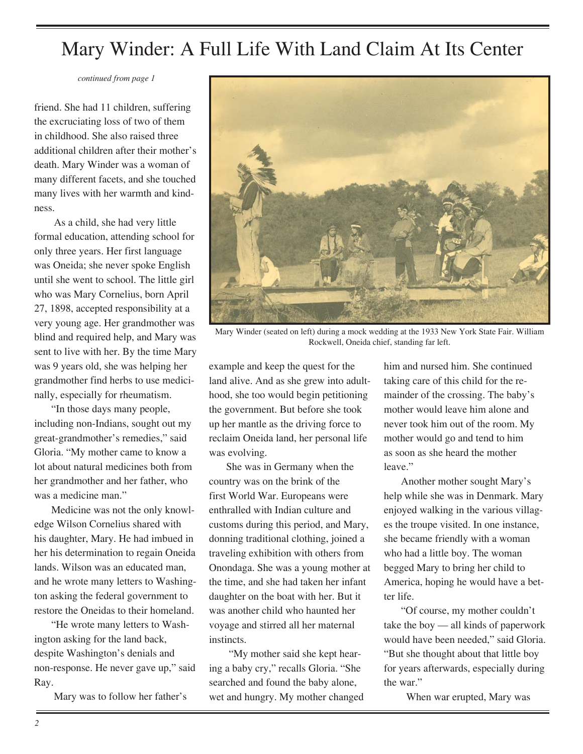# Mary Winder: A Full Life With Land Claim At Its Center

*continued from page 1*

friend. She had 11 children, suffering the excruciating loss of two of them in childhood. She also raised three additional children after their mother's death. Mary Winder was a woman of many different facets, and she touched many lives with her warmth and kindness.

As a child, she had very little formal education, attending school for only three years. Her first language was Oneida; she never spoke English until she went to school. The little girl who was Mary Cornelius, born April 27, 1898, accepted responsibility at a very young age. Her grandmother was blind and required help, and Mary was sent to live with her. By the time Mary was 9 years old, she was helping her grandmother find herbs to use medicinally, especially for rheumatism.

"In those days many people, including non-Indians, sought out my great-grandmother's remedies," said Gloria. "My mother came to know a lot about natural medicines both from her grandmother and her father, who was a medicine man."

Medicine was not the only knowledge Wilson Cornelius shared with his daughter, Mary. He had imbued in her his determination to regain Oneida lands. Wilson was an educated man, and he wrote many letters to Washington asking the federal government to restore the Oneidas to their homeland.

"He wrote many letters to Washington asking for the land back, despite Washington's denials and non-response. He never gave up," said Ray.

Mary was to follow her father's example and keep the quest for the land alive. And as she grew into adulthood, she too would begin petitioning the government. But before she took up her mantle as the driving force to reclaim Oneida land, her personal life was evolving.

Mary Winder (seated on left) during a mock wedding at the 1933 New York State Fair. William Rockwell, Oneida chief, standing far left.

She was in Germany when the country was on the brink of the first World War. Europeans were enthralled with Indian culture and customs during this period, and Mary, donning traditional clothing, joined a traveling exhibition with others from Onondaga. She was a young mother at the time, and she had taken her infant daughter on the boat with her. But it was another child who haunted her voyage and stirred all her maternal instincts.

"My mother said she kept hearing a baby cry," recalls Gloria. "She searched and found the baby alone, wet and hungry. My mother changed him and nursed him. She continued taking care of this child for the remainder of the crossing. The baby's mother would leave him alone and never took him out of the room. My mother would go and tend to him as soon as she heard the mother leave."

Another mother sought Mary's help while she was in Denmark. Mary enjoyed walking in the various villages the troupe visited. In one instance, she became friendly with a woman who had a little boy. The woman begged Mary to bring her child to America, hoping he would have a better life.

"Of course, my mother couldn't take the boy — all kinds of paperwork would have been needed," said Gloria. "But she thought about that little boy for years afterwards, especially during the war."

When war erupted, Mary was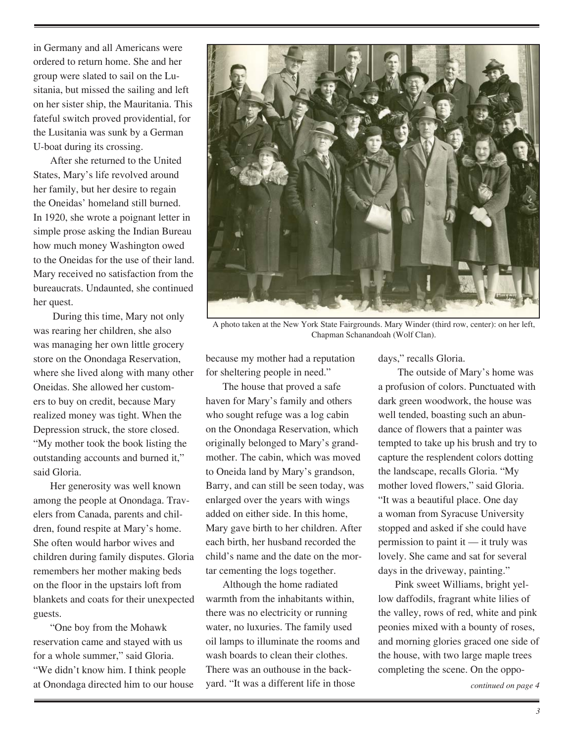in Germany and all Americans were ordered to return home. She and her group were slated to sail on the Lusitania, but missed the sailing and left on her sister ship, the Mauritania. This fateful switch proved providential, for the Lusitania was sunk by a German U-boat during its crossing.

After she returned to the United States, Mary's life revolved around her family, but her desire to regain the Oneidas' homeland still burned. In 1920, she wrote a poignant letter in simple prose asking the Indian Bureau how much money Washington owed to the Oneidas for the use of their land. Mary received no satisfaction from the bureaucrats. Undaunted, she continued her quest.

During this time, Mary not only was rearing her children, she also was managing her own little grocery store on the Onondaga Reservation, where she lived along with many other Oneidas. She allowed her customers to buy on credit, because Mary realized money was tight. When the Depression struck, the store closed. "My mother took the book listing the outstanding accounts and burned it," said Gloria.

Her generosity was well known among the people at Onondaga. Travelers from Canada, parents and children, found respite at Mary's home. She often would harbor wives and children during family disputes. Gloria remembers her mother making beds on the floor in the upstairs loft from blankets and coats for their unexpected guests.

"One boy from the Mohawk reservation came and stayed with us for a whole summer," said Gloria. "We didn't know him. I think people at Onondaga directed him to our house because my mother had a reputation for sheltering people in need."

A photo taken at the New York State Fairgrounds. Mary Winder (third row, center): on her left, Chapman Schanandoah (Wolf Clan).

The house that proved a safe haven for Mary's family and others who sought refuge was a log cabin on the Onondaga Reservation, which originally belonged to Mary's grandmother. The cabin, which was moved to Oneida land by Mary's grandson, Barry, and can still be seen today, was enlarged over the years with wings added on either side. In this home, Mary gave birth to her children. After each birth, her husband recorded the child's name and the date on the mortar cementing the logs together.

Although the home radiated warmth from the inhabitants within, there was no electricity or running water, no luxuries. The family used oil lamps to illuminate the rooms and wash boards to clean their clothes. There was an outhouse in the backyard. "It was a different life in those days," recalls Gloria.

The outside of Mary's home was a profusion of colors. Punctuated with dark green woodwork, the house was well tended, boasting such an abundance of flowers that a painter was tempted to take up his brush and try to capture the resplendent colors dotting the landscape, recalls Gloria. "My mother loved flowers," said Gloria. "It was a beautiful place. One day a woman from Syracuse University stopped and asked if she could have permission to paint it — it truly was lovely. She came and sat for several days in the driveway, painting."

Pink sweet Williams, bright yellow daffodils, fragrant white lilies of the valley, rows of red, white and pink peonies mixed with a bounty of roses, and morning glories graced one side of the house, with two large maple trees completing the scene. On the oppo-

*continued on page 4*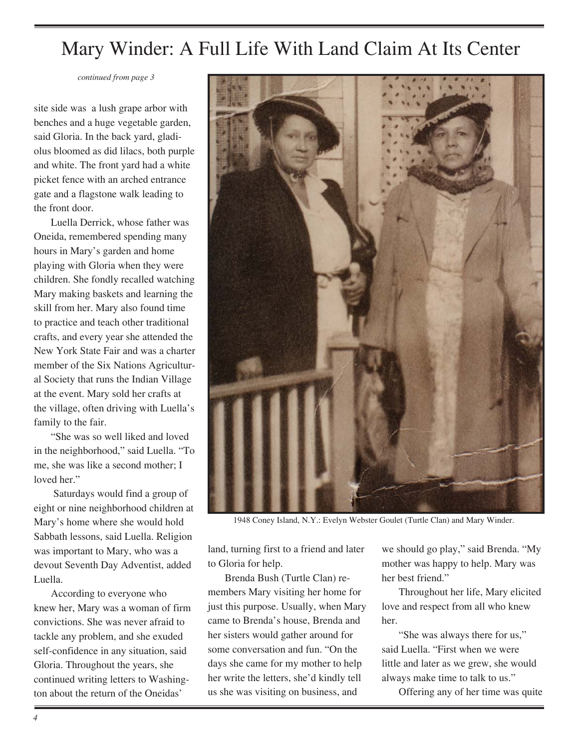# Mary Winder: A Full Life With Land Claim At Its Center

*continued from page 3*

site side was a lush grape arbor with benches and a huge vegetable garden, said Gloria. In the back yard, gladiolus bloomed as did lilacs, both purple and white. The front yard had a white picket fence with an arched entrance gate and a flagstone walk leading to the front door.

Luella Derrick, whose father was Oneida, remembered spending many hours in Mary's garden and home playing with Gloria when they were children. She fondly recalled watching Mary making baskets and learning the skill from her. Mary also found time to practice and teach other traditional crafts, and every year she attended the New York State Fair and was a charter member of the Six Nations Agricultural Society that runs the Indian Village at the event. Mary sold her crafts at the village, often driving with Luella's family to the fair.

"She was so well liked and loved in the neighborhood," said Luella. "To me, she was like a second mother; I loved her."

Saturdays would find a group of eight or nine neighborhood children at Mary's home where she would hold Sabbath lessons, said Luella. Religion was important to Mary, who was a devout Seventh Day Adventist, added Luella.

According to everyone who knew her, Mary was a woman of firm convictions. She was never afraid to tackle any problem, and she exuded self-confidence in any situation, said Gloria. Throughout the years, she continued writing letters to Washington about the return of the Oneidas' land, turning first to a friend and later to Gloria for help.

1948 Coney Island, N.Y.: Evelyn Webster Goulet (Turtle Clan) and Mary Winder.

Brenda Bush (Turtle Clan) remembers Mary visiting her home for just this purpose. Usually, when Mary came to Brenda's house, Brenda and her sisters would gather around for some conversation and fun. "On the days she came for my mother to help her write the letters, she'd kindly tell us she was visiting on business, and we should go play," said Brenda. "My mother was happy to help. Mary was her best friend."

Throughout her life, Mary elicited love and respect from all who knew her.

"She was always there for us," said Luella. "First when we were little and later as we grew, she would always make time to talk to us."

Offering any of her time was quite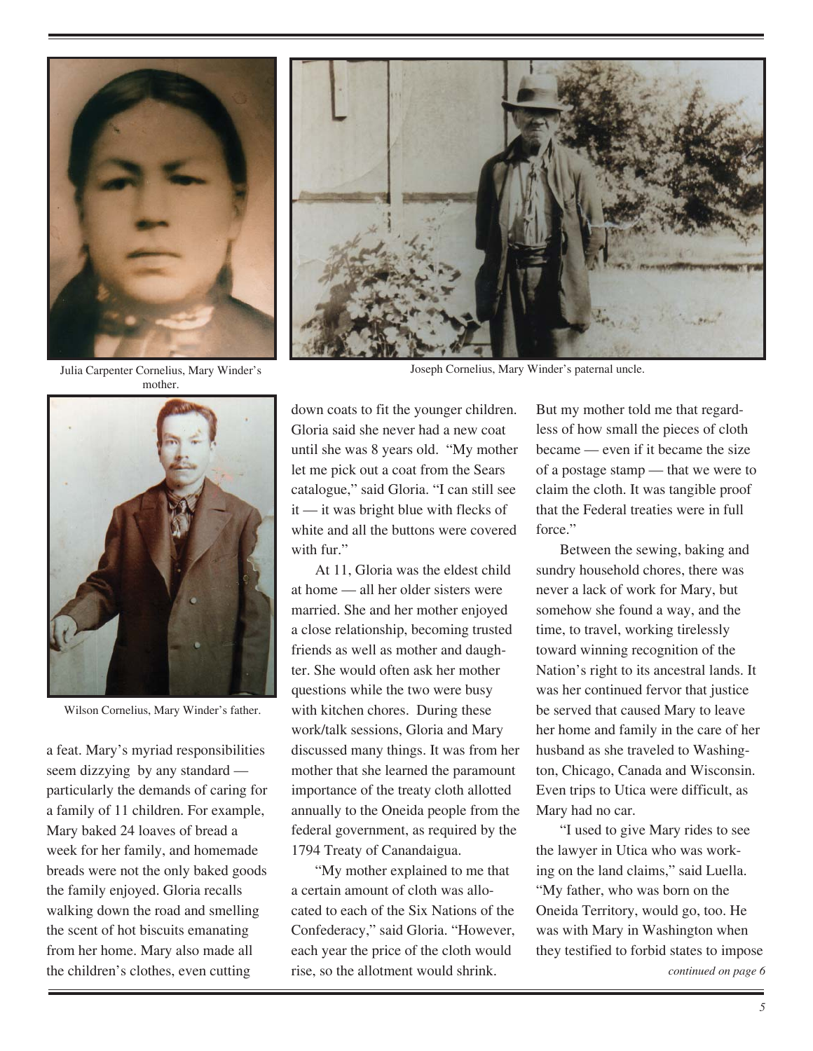Julia Carpenter Cornelius, Mary Winder's mother.

Joseph Cornelius, Mary Winder's paternal uncle.

Wilson Cornelius, Mary Winder's father.

a feat. Mary's myriad responsibilities seem dizzying by any standard — particularly the demands of caring for a family of 11 children. For example, Mary baked 24 loaves of bread a week for her family, and homemade breads were not the only baked goods the family enjoyed. Gloria recalls walking down the road and smelling the scent of hot biscuits emanating from her home. Mary also made all the children's clothes, even cutting down coats to fit the younger children. Gloria said she never had a new coat until she was 8 years old. "My mother let me pick out a coat from the Sears catalogue," said Gloria. "I can still see it — it was bright blue with flecks of white and all the buttons were covered with fur."

At 11, Gloria was the eldest child at home — all her older sisters were married. She and her mother enjoyed a close relationship, becoming trusted friends as well as mother and daughter. She would often ask her mother questions while the two were busy with kitchen chores. During these work/talk sessions, Gloria and Mary discussed many things. It was from her mother that she learned the paramount importance of the treaty cloth allotted annually to the Oneida people from the federal government, as required by the 1794 Treaty of Canandaigua.

"My mother explained to me that a certain amount of cloth was allocated to each of the Six Nations of the Confederacy," said Gloria. "However, each year the price of the cloth would rise, so the allotment would shrink. But my mother told me that regardless of how small the pieces of cloth became — even if it became the size of a postage stamp — that we were to claim the cloth. It was tangible proof that the Federal treaties were in full force."

Between the sewing, baking and sundry household chores, there was never a lack of work for Mary, but somehow she found a way, and the time, to travel, working tirelessly toward winning recognition of the Nation's right to its ancestral lands. It was her continued fervor that justice be served that caused Mary to leave her home and family in the care of her husband as she traveled to Washington, Chicago, Canada and Wisconsin. Even trips to Utica were difficult, as Mary had no car.

"I used to give Mary rides to see the lawyer in Utica who was working on the land claims," said Luella. "My father, who was born on the Oneida Territory, would go, too. He was with Mary in Washington when they testified to forbid states to impose

*continued on page 6*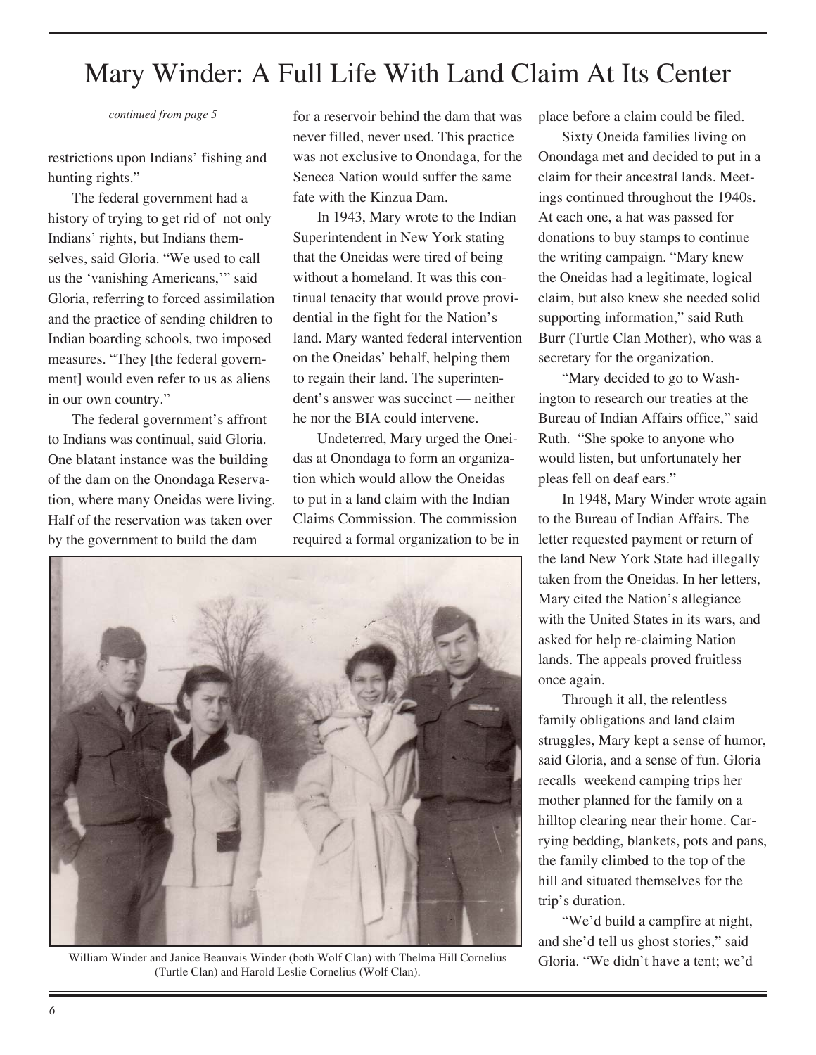// The "Mary Winder" title looks like a running header, but I'm keeping it as this page's own title. No images were detected, so the photo caption stays as plain text.
# Mary Winder: A Full Life With Land Claim At Its Center

*continued from page 5*

restrictions upon Indians' fishing and hunting rights."

The federal government had a history of trying to get rid of not only Indians' rights, but Indians themselves, said Gloria. "We used to call us the 'vanishing Americans,'" said Gloria, referring to forced assimilation and the practice of sending children to Indian boarding schools, two imposed measures. "They [the federal government] would even refer to us as aliens in our own country."

The federal government's affront to Indians was continual, said Gloria. One blatant instance was the building of the dam on the Onondaga Reservation, where many Oneidas were living. Half of the reservation was taken over by the government to build the dam for a reservoir behind the dam that was never filled, never used. This practice was not exclusive to Onondaga, for the Seneca Nation would suffer the same fate with the Kinzua Dam.

In 1943, Mary wrote to the Indian Superintendent in New York stating that the Oneidas were tired of being without a homeland. It was this continual tenacity that would prove providential in the fight for the Nation's land. Mary wanted federal intervention on the Oneidas' behalf, helping them to regain their land. The superintendent's answer was succinct — neither he nor the BIA could intervene.

Undeterred, Mary urged the Oneidas at Onondaga to form an organization which would allow the Oneidas to put in a land claim with the Indian Claims Commission. The commission required a formal organization to be in place before a claim could be filed.

Sixty Oneida families living on Onondaga met and decided to put in a claim for their ancestral lands. Meetings continued throughout the 1940s. At each one, a hat was passed for donations to buy stamps to continue the writing campaign. "Mary knew the Oneidas had a legitimate, logical claim, but also knew she needed solid supporting information," said Ruth Burr (Turtle Clan Mother), who was a secretary for the organization.

"Mary decided to go to Washington to research our treaties at the Bureau of Indian Affairs office," said Ruth. "She spoke to anyone who would listen, but unfortunately her pleas fell on deaf ears."

In 1948, Mary Winder wrote again to the Bureau of Indian Affairs. The letter requested payment or return of the land New York State had illegally taken from the Oneidas. In her letters, Mary cited the Nation's allegiance with the United States in its wars, and asked for help re-claiming Nation lands. The appeals proved fruitless once again.

Through it all, the relentless family obligations and land claim struggles, Mary kept a sense of humor, said Gloria, and a sense of fun. Gloria recalls weekend camping trips her mother planned for the family on a hilltop clearing near their home. Carrying bedding, blankets, pots and pans, the family climbed to the top of the hill and situated themselves for the trip's duration.

"We'd build a campfire at night, and she'd tell us ghost stories," said Gloria. "We didn't have a tent; we'd

William Winder and Janice Beauvais Winder (both Wolf Clan) with Thelma Hill Cornelius (Turtle Clan) and Harold Leslie Cornelius (Wolf Clan).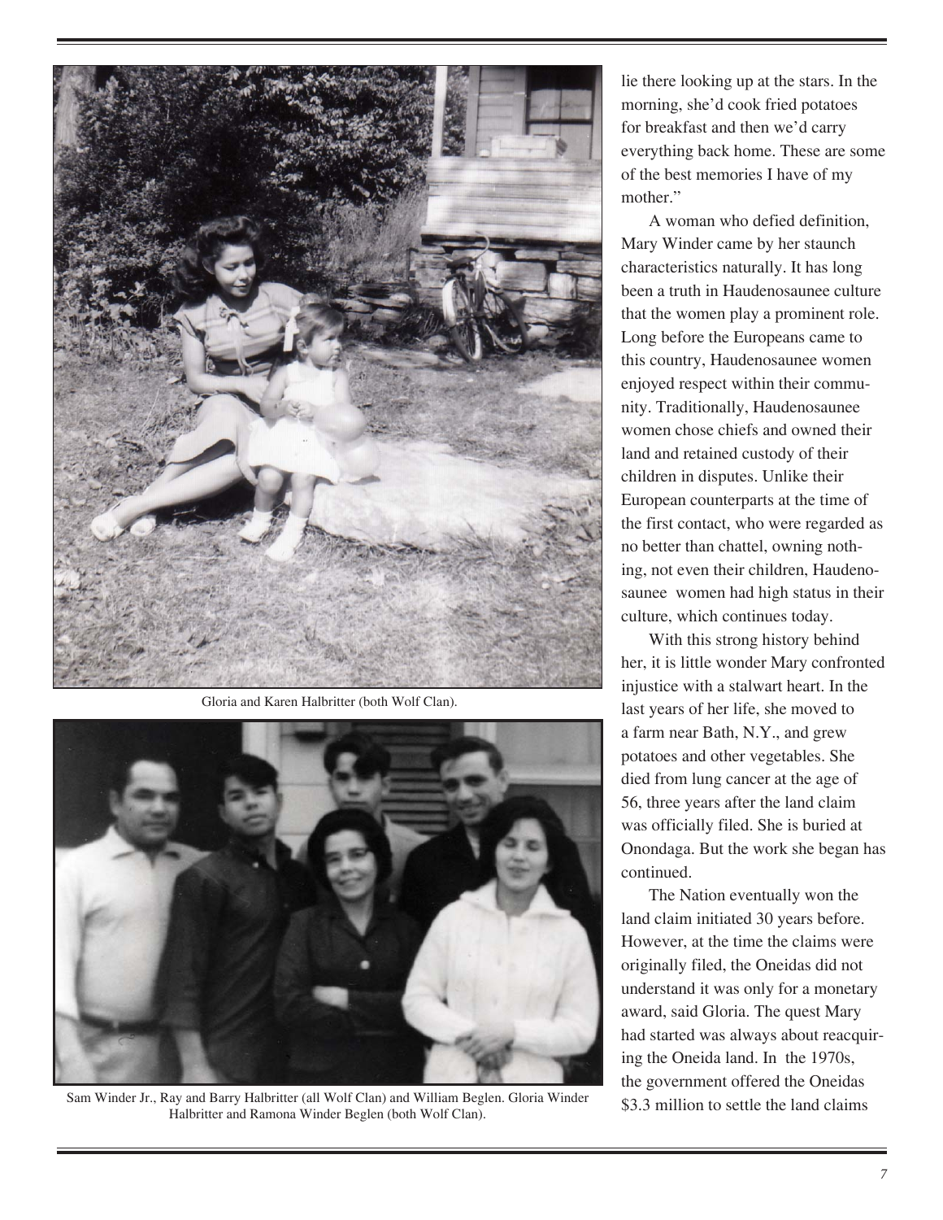Gloria and Karen Halbritter (both Wolf Clan).

Sam Winder Jr., Ray and Barry Halbritter (all Wolf Clan) and William Beglen. Gloria Winder Halbritter and Ramona Winder Beglen (both Wolf Clan).

lie there looking up at the stars. In the morning, she'd cook fried potatoes for breakfast and then we'd carry everything back home. These are some of the best memories I have of my mother."

A woman who defied definition, Mary Winder came by her staunch characteristics naturally. It has long been a truth in Haudenosaunee culture that the women play a prominent role. Long before the Europeans came to this country, Haudenosaunee women enjoyed respect within their community. Traditionally, Haudenosaunee women chose chiefs and owned their land and retained custody of their children in disputes. Unlike their European counterparts at the time of the first contact, who were regarded as no better than chattel, owning nothing, not even their children, Haudenosaunee women had high status in their culture, which continues today.

With this strong history behind her, it is little wonder Mary confronted injustice with a stalwart heart. In the last years of her life, she moved to a farm near Bath, N.Y., and grew potatoes and other vegetables. She died from lung cancer at the age of 56, three years after the land claim was officially filed. She is buried at Onondaga. But the work she began has continued.

The Nation eventually won the land claim initiated 30 years before. However, at the time the claims were originally filed, the Oneidas did not understand it was only for a monetary award, said Gloria. The quest Mary had started was always about reacquiring the Oneida land. In the 1970s, the government offered the Oneidas $3.3 million to settle the land claims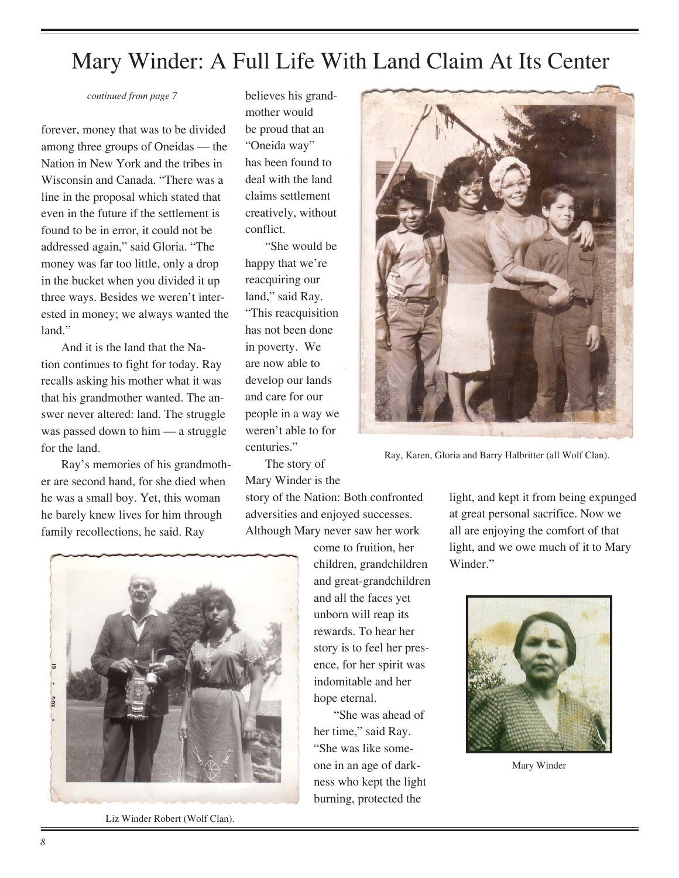# Mary Winder: A Full Life With Land Claim At Its Center

*continued from page 7*

forever, money that was to be divided among three groups of Oneidas — the Nation in New York and the tribes in Wisconsin and Canada. "There was a line in the proposal which stated that even in the future if the settlement is found to be in error, it could not be addressed again," said Gloria. "The money was far too little, only a drop in the bucket when you divided it up three ways. Besides we weren't interested in money; we always wanted the land."

And it is the land that the Nation continues to fight for today. Ray recalls asking his mother what it was that his grandmother wanted. The answer never altered: land. The struggle was passed down to him — a struggle for the land.

Ray's memories of his grandmother are second hand, for she died when he was a small boy. Yet, this woman he barely knew lives for him through family recollections, he said. Ray believes his grandmother would be proud that an "Oneida way" has been found to deal with the land claims settlement creatively, without conflict.

"She would be happy that we're reacquiring our land," said Ray. "This reacquisition has not been done in poverty. We are now able to develop our lands and care for our people in a way we weren't able to for centuries."

The story of Mary Winder is the story of the Nation: Both confronted adversities and enjoyed successes. Although Mary never saw her work come to fruition, her children, grandchildren and great-grandchildren and all the faces yet unborn will reap its rewards. To hear her story is to feel her presence, for her spirit was indomitable and her hope eternal.

"She was ahead of her time," said Ray. "She was like someone in an age of darkness who kept the light burning, protected the light, and kept it from being expunged at great personal sacrifice. Now we all are enjoying the comfort of that light, and we owe much of it to Mary Winder."

Ray, Karen, Gloria and Barry Halbritter (all Wolf Clan).

Liz Winder Robert (Wolf Clan).

Mary Winder